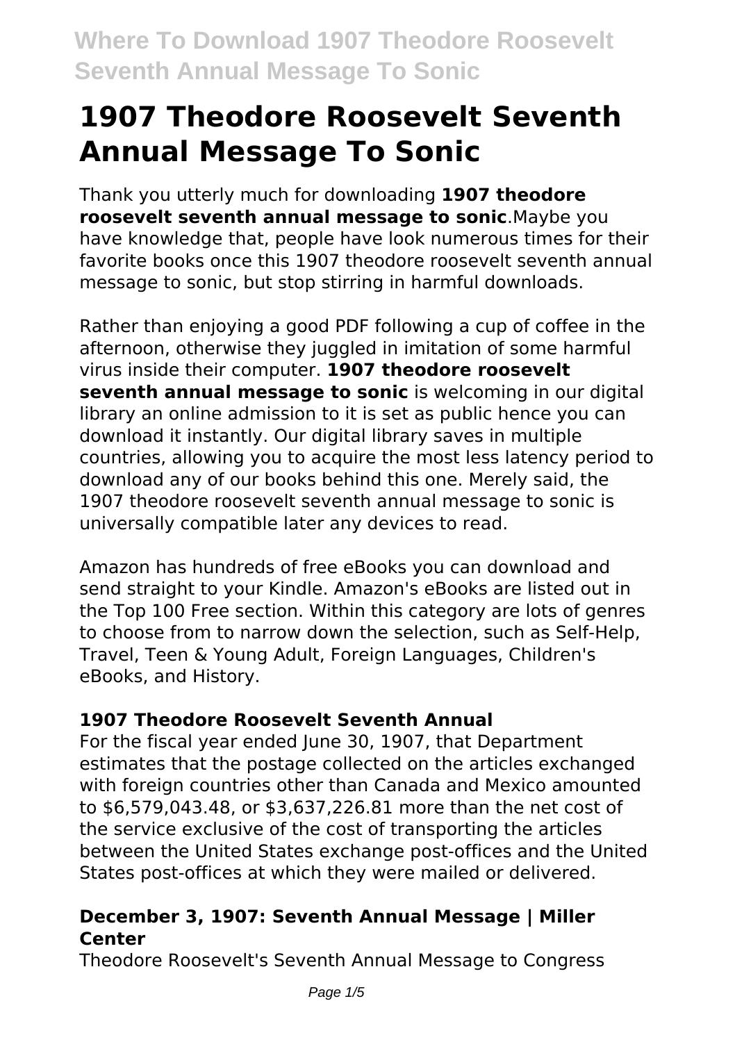# 1907 Theodore Roosevelt Seventh Annual Message To Sonic

Thank you utterly much for downloading **1907 theodore roosevelt seventh annual message to sonic**.Maybe you have knowledge that, people have look numerous times for their favorite books once this 1907 theodore roosevelt seventh annual message to sonic, but stop stirring in harmful downloads.

Rather than enjoying a good PDF following a cup of coffee in the afternoon, otherwise they juggled in imitation of some harmful virus inside their computer. **1907 theodore roosevelt seventh annual message to sonic** is welcoming in our digital library an online admission to it is set as public hence you can download it instantly. Our digital library saves in multiple countries, allowing you to acquire the most less latency period to download any of our books behind this one. Merely said, the 1907 theodore roosevelt seventh annual message to sonic is universally compatible later any devices to read.

Amazon has hundreds of free eBooks you can download and send straight to your Kindle. Amazon's eBooks are listed out in the Top 100 Free section. Within this category are lots of genres to choose from to narrow down the selection, such as Self-Help, Travel, Teen & Young Adult, Foreign Languages, Children's eBooks, and History.

### 1907 Theodore Roosevelt Seventh Annual

For the fiscal year ended June 30, 1907, that Department estimates that the postage collected on the articles exchanged with foreign countries other than Canada and Mexico amounted to $6,579,043.48, or $3,637,226.81 more than the net cost of the service exclusive of the cost of transporting the articles between the United States exchange post-offices and the United States post-offices at which they were mailed or delivered.

### December 3, 1907: Seventh Annual Message | Miller Center

Theodore Roosevelt's Seventh Annual Message to Congress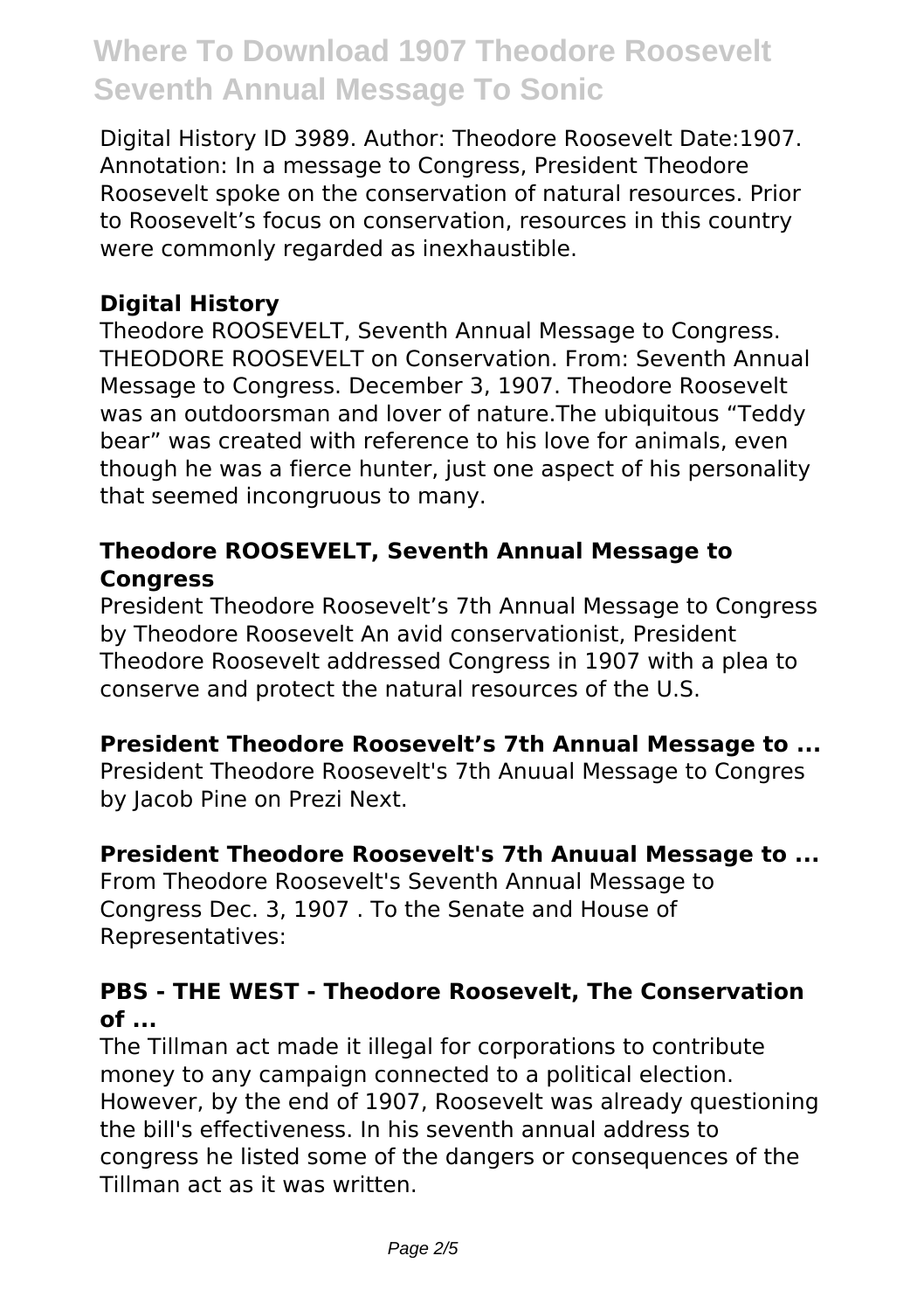Digital History ID 3989. Author: Theodore Roosevelt Date:1907. Annotation: In a message to Congress, President Theodore Roosevelt spoke on the conservation of natural resources. Prior to Roosevelt's focus on conservation, resources in this country were commonly regarded as inexhaustible.

### Digital History

Theodore ROOSEVELT, Seventh Annual Message to Congress. THEODORE ROOSEVELT on Conservation. From: Seventh Annual Message to Congress. December 3, 1907. Theodore Roosevelt was an outdoorsman and lover of nature.The ubiquitous "Teddy bear" was created with reference to his love for animals, even though he was a fierce hunter, just one aspect of his personality that seemed incongruous to many.

### Theodore ROOSEVELT, Seventh Annual Message to Congress

President Theodore Roosevelt's 7th Annual Message to Congress by Theodore Roosevelt An avid conservationist, President Theodore Roosevelt addressed Congress in 1907 with a plea to conserve and protect the natural resources of the U.S.

### President Theodore Roosevelt's 7th Annual Message to ...

President Theodore Roosevelt's 7th Anuual Message to Congres by Jacob Pine on Prezi Next.

### President Theodore Roosevelt's 7th Anuual Message to ...

From Theodore Roosevelt's Seventh Annual Message to Congress Dec. 3, 1907 . To the Senate and House of Representatives:

### PBS - THE WEST - Theodore Roosevelt, The Conservation of ...

The Tillman act made it illegal for corporations to contribute money to any campaign connected to a political election. However, by the end of 1907, Roosevelt was already questioning the bill's effectiveness. In his seventh annual address to congress he listed some of the dangers or consequences of the Tillman act as it was written.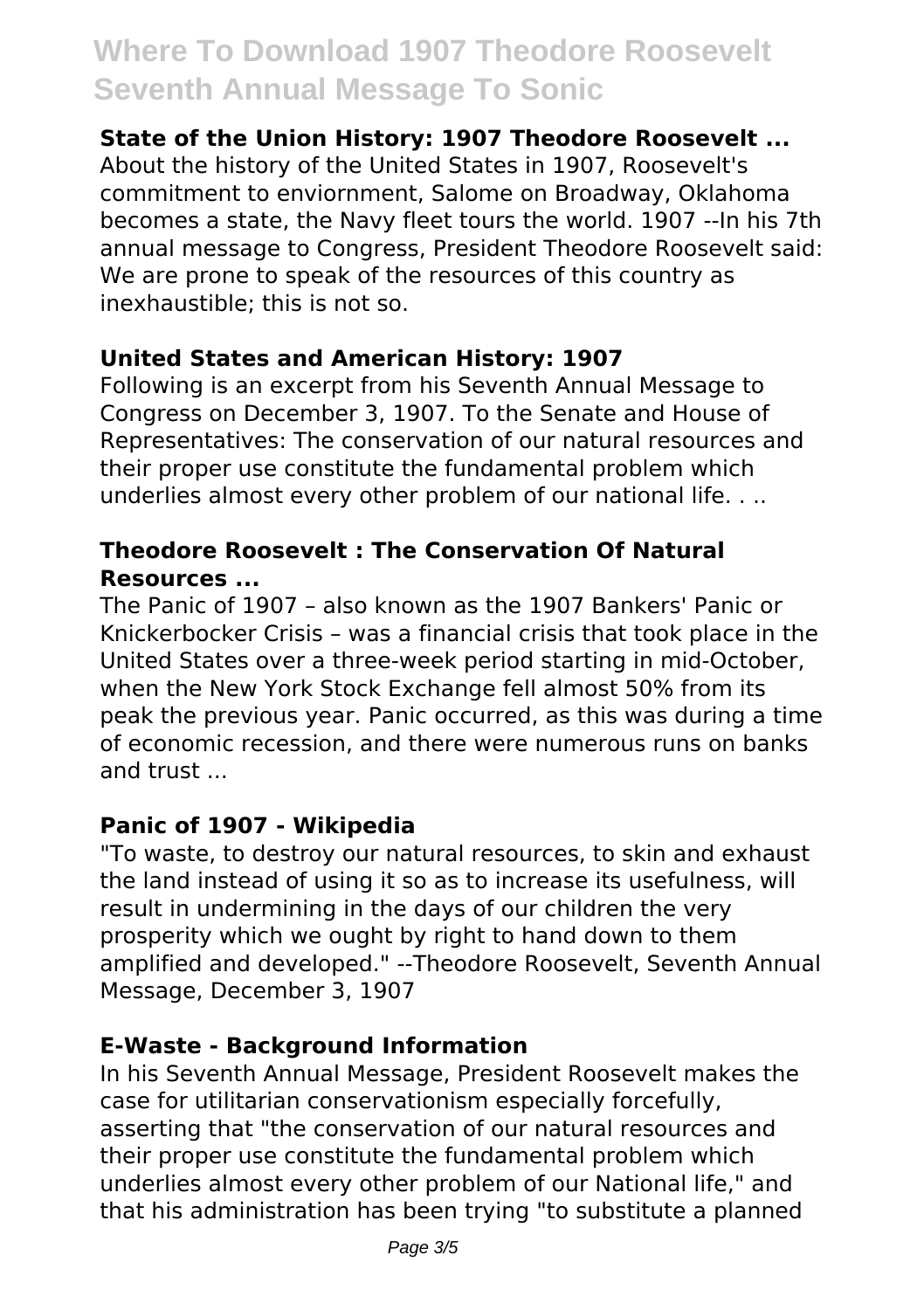**State of the Union History: 1907 Theodore Roosevelt ...**

About the history of the United States in 1907, Roosevelt's commitment to enviornment, Salome on Broadway, Oklahoma becomes a state, the Navy fleet tours the world. 1907 --In his 7th annual message to Congress, President Theodore Roosevelt said: We are prone to speak of the resources of this country as inexhaustible; this is not so.

**United States and American History: 1907**

Following is an excerpt from his Seventh Annual Message to Congress on December 3, 1907. To the Senate and House of Representatives: The conservation of our natural resources and their proper use constitute the fundamental problem which underlies almost every other problem of our national life. . ..

**Theodore Roosevelt : The Conservation Of Natural Resources ...**

The Panic of 1907 – also known as the 1907 Bankers' Panic or Knickerbocker Crisis – was a financial crisis that took place in the United States over a three-week period starting in mid-October, when the New York Stock Exchange fell almost 50% from its peak the previous year. Panic occurred, as this was during a time of economic recession, and there were numerous runs on banks and trust ...

**Panic of 1907 - Wikipedia**

"To waste, to destroy our natural resources, to skin and exhaust the land instead of using it so as to increase its usefulness, will result in undermining in the days of our children the very prosperity which we ought by right to hand down to them amplified and developed." --Theodore Roosevelt, Seventh Annual Message, December 3, 1907

**E-Waste - Background Information**

In his Seventh Annual Message, President Roosevelt makes the case for utilitarian conservationism especially forcefully, asserting that "the conservation of our natural resources and their proper use constitute the fundamental problem which underlies almost every other problem of our National life," and that his administration has been trying "to substitute a planned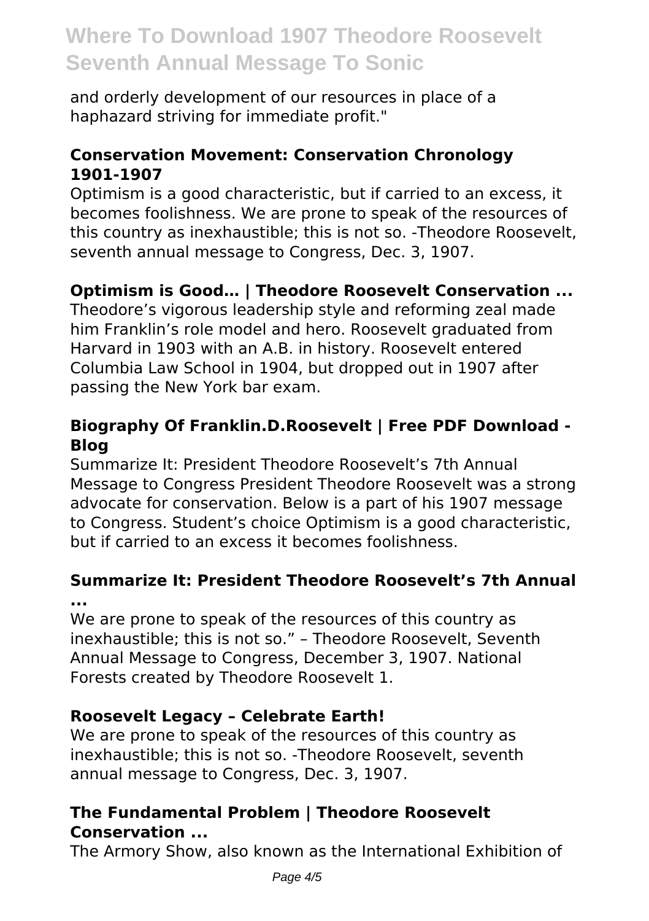and orderly development of our resources in place of a haphazard striving for immediate profit."

### Conservation Movement: Conservation Chronology 1901-1907

Optimism is a good characteristic, but if carried to an excess, it becomes foolishness. We are prone to speak of the resources of this country as inexhaustible; this is not so. -Theodore Roosevelt, seventh annual message to Congress, Dec. 3, 1907.

### Optimism is Good… | Theodore Roosevelt Conservation ...

Theodore's vigorous leadership style and reforming zeal made him Franklin's role model and hero. Roosevelt graduated from Harvard in 1903 with an A.B. in history. Roosevelt entered Columbia Law School in 1904, but dropped out in 1907 after passing the New York bar exam.

### Biography Of Franklin.D.Roosevelt | Free PDF Download - Blog

Summarize It: President Theodore Roosevelt's 7th Annual Message to Congress President Theodore Roosevelt was a strong advocate for conservation. Below is a part of his 1907 message to Congress. Student's choice Optimism is a good characteristic, but if carried to an excess it becomes foolishness.

### Summarize It: President Theodore Roosevelt's 7th Annual ...

We are prone to speak of the resources of this country as inexhaustible; this is not so." – Theodore Roosevelt, Seventh Annual Message to Congress, December 3, 1907. National Forests created by Theodore Roosevelt 1.

### Roosevelt Legacy – Celebrate Earth!

We are prone to speak of the resources of this country as inexhaustible; this is not so. -Theodore Roosevelt, seventh annual message to Congress, Dec. 3, 1907.

### The Fundamental Problem | Theodore Roosevelt Conservation ...

The Armory Show, also known as the International Exhibition of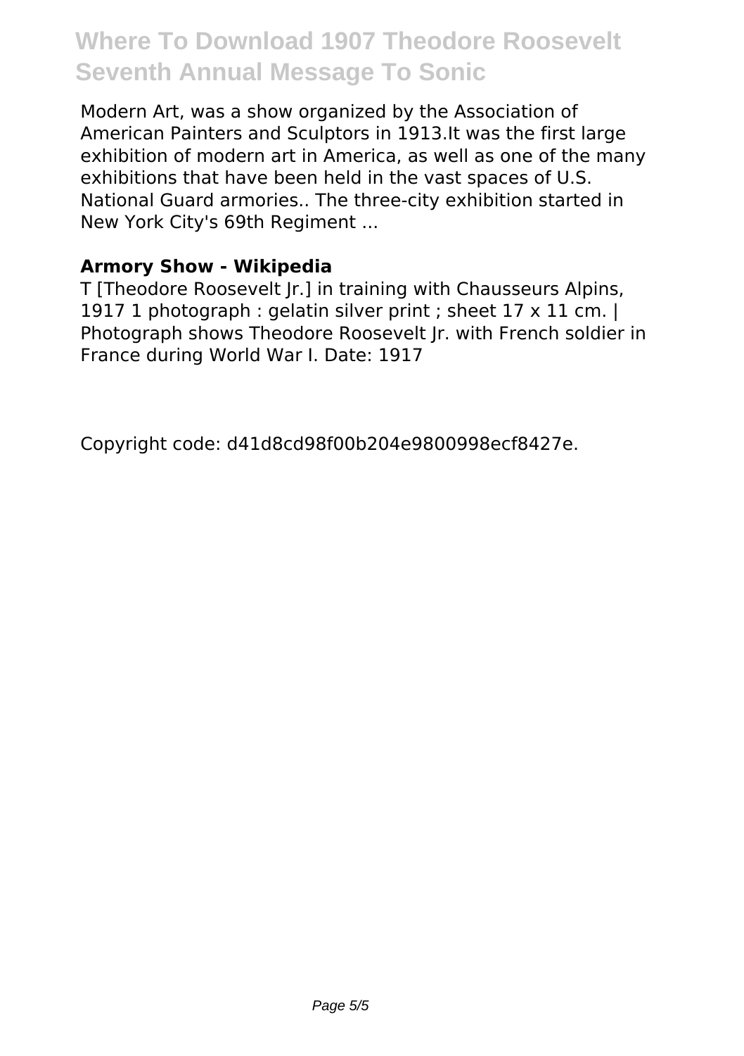Modern Art, was a show organized by the Association of American Painters and Sculptors in 1913.It was the first large exhibition of modern art in America, as well as one of the many exhibitions that have been held in the vast spaces of U.S. National Guard armories.. The three-city exhibition started in New York City's 69th Regiment ...

**Armory Show - Wikipedia**

T [Theodore Roosevelt Jr.] in training with Chausseurs Alpins, 1917 1 photograph : gelatin silver print ; sheet 17 x 11 cm. | Photograph shows Theodore Roosevelt Jr. with French soldier in France during World War I. Date: 1917

Copyright code: d41d8cd98f00b204e9800998ecf8427e.